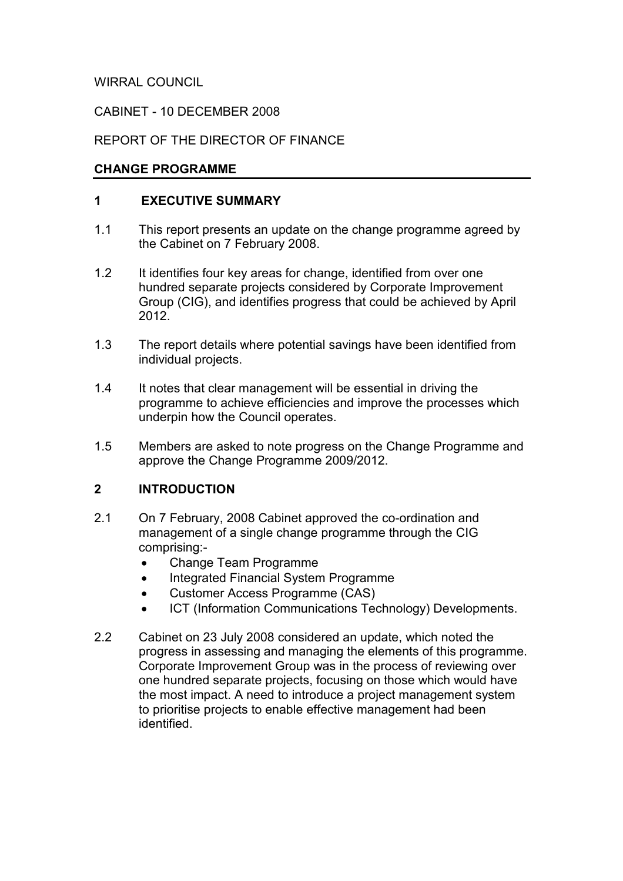WIRRAL COUNCIL

CABINET - 10 DECEMBER 2008

REPORT OF THE DIRECTOR OF FINANCE

**CHANGE PROGRAMME**

## 1 EXECUTIVE SUMMARY

1.1 This report presents an update on the change programme agreed by the Cabinet on 7 February 2008.

1.2 It identifies four key areas for change, identified from over one hundred separate projects considered by Corporate Improvement Group (CIG), and identifies progress that could be achieved by April 2012.

1.3 The report details where potential savings have been identified from individual projects.

1.4 It notes that clear management will be essential in driving the programme to achieve efficiencies and improve the processes which underpin how the Council operates.

1.5 Members are asked to note progress on the Change Programme and approve the Change Programme 2009/2012.

## 2 INTRODUCTION

2.1 On 7 February, 2008 Cabinet approved the co-ordination and management of a single change programme through the CIG comprising:-

- Change Team Programme
- Integrated Financial System Programme
- Customer Access Programme (CAS)
- ICT (Information Communications Technology) Developments.

2.2 Cabinet on 23 July 2008 considered an update, which noted the progress in assessing and managing the elements of this programme. Corporate Improvement Group was in the process of reviewing over one hundred separate projects, focusing on those which would have the most impact. A need to introduce a project management system to prioritise projects to enable effective management had been identified.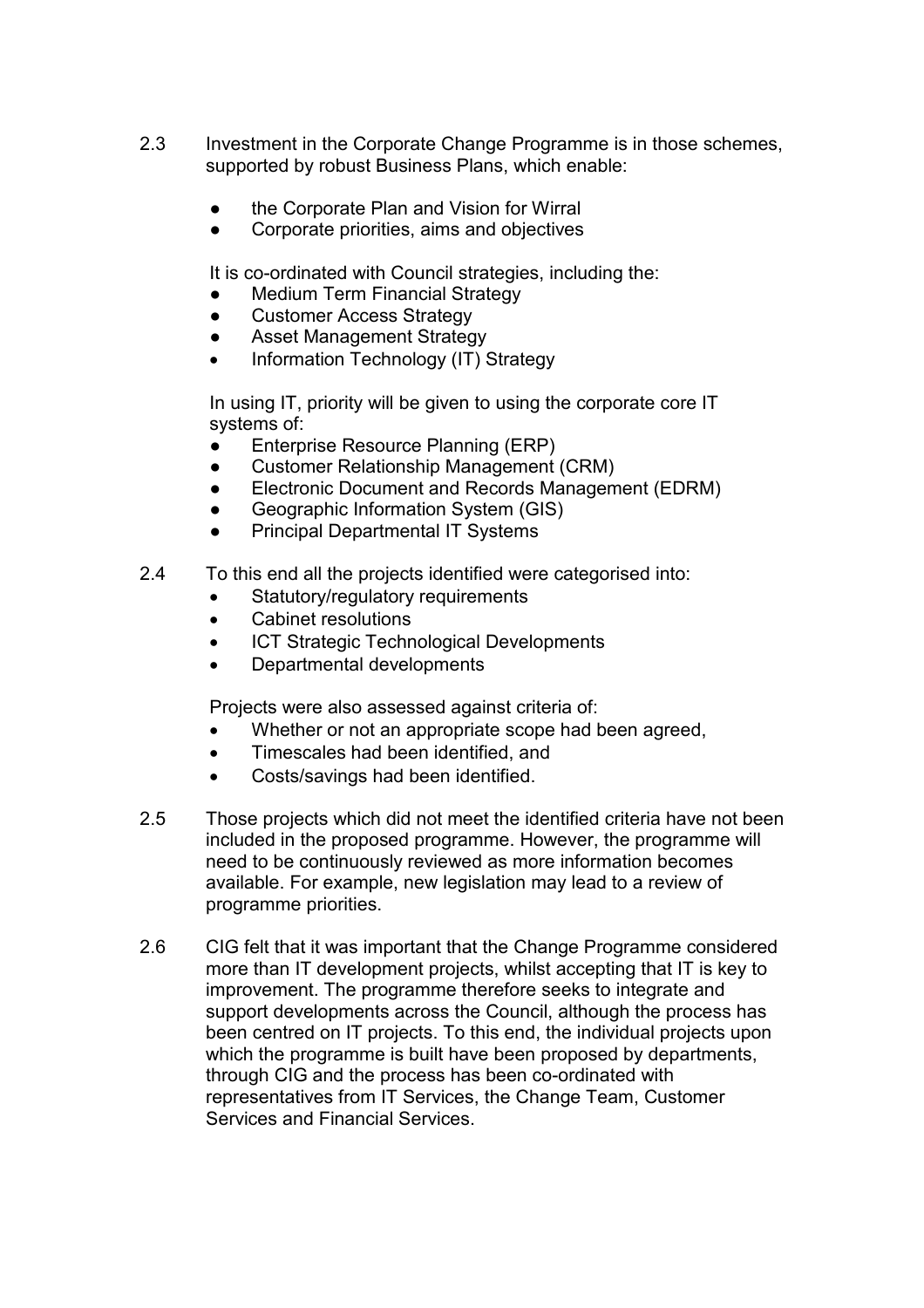2.3 Investment in the Corporate Change Programme is in those schemes, supported by robust Business Plans, which enable:

- the Corporate Plan and Vision for Wirral
- Corporate priorities, aims and objectives

It is co-ordinated with Council strategies, including the:

- Medium Term Financial Strategy
- Customer Access Strategy
- Asset Management Strategy
- Information Technology (IT) Strategy

In using IT, priority will be given to using the corporate core IT systems of:

- Enterprise Resource Planning (ERP)
- Customer Relationship Management (CRM)
- Electronic Document and Records Management (EDRM)
- Geographic Information System (GIS)
- Principal Departmental IT Systems

2.4 To this end all the projects identified were categorised into:

- Statutory/regulatory requirements
- Cabinet resolutions
- ICT Strategic Technological Developments
- Departmental developments

Projects were also assessed against criteria of:

- Whether or not an appropriate scope had been agreed,
- Timescales had been identified, and
- Costs/savings had been identified.

2.5 Those projects which did not meet the identified criteria have not been included in the proposed programme. However, the programme will need to be continuously reviewed as more information becomes available. For example, new legislation may lead to a review of programme priorities.

2.6 CIG felt that it was important that the Change Programme considered more than IT development projects, whilst accepting that IT is key to improvement. The programme therefore seeks to integrate and support developments across the Council, although the process has been centred on IT projects. To this end, the individual projects upon which the programme is built have been proposed by departments, through CIG and the process has been co-ordinated with representatives from IT Services, the Change Team, Customer Services and Financial Services.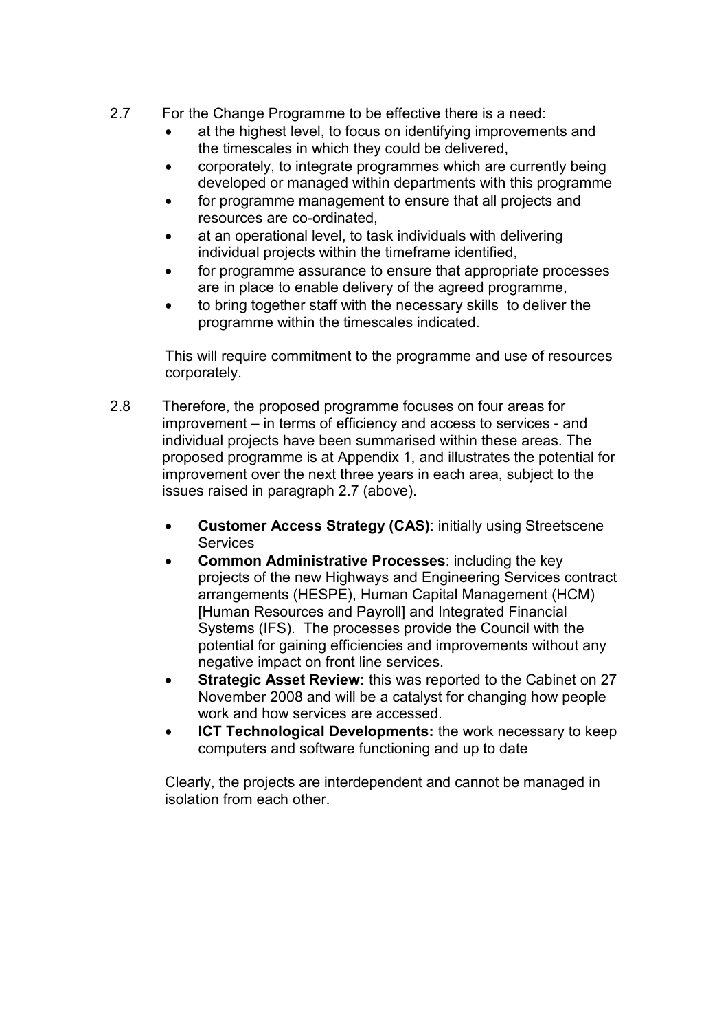2.7 For the Change Programme to be effective there is a need:

- at the highest level, to focus on identifying improvements and the timescales in which they could be delivered,
- corporately, to integrate programmes which are currently being developed or managed within departments with this programme
- for programme management to ensure that all projects and resources are co-ordinated,
- at an operational level, to task individuals with delivering individual projects within the timeframe identified,
- for programme assurance to ensure that appropriate processes are in place to enable delivery of the agreed programme,
- to bring together staff with the necessary skills to deliver the programme within the timescales indicated.

This will require commitment to the programme and use of resources corporately.

2.8 Therefore, the proposed programme focuses on four areas for improvement – in terms of efficiency and access to services - and individual projects have been summarised within these areas. The proposed programme is at Appendix 1, and illustrates the potential for improvement over the next three years in each area, subject to the issues raised in paragraph 2.7 (above).

- **Customer Access Strategy (CAS)**: initially using Streetscene Services
- **Common Administrative Processes**: including the key projects of the new Highways and Engineering Services contract arrangements (HESPE), Human Capital Management (HCM) [Human Resources and Payroll] and Integrated Financial Systems (IFS). The processes provide the Council with the potential for gaining efficiencies and improvements without any negative impact on front line services.
- **Strategic Asset Review:** this was reported to the Cabinet on 27 November 2008 and will be a catalyst for changing how people work and how services are accessed.
- **ICT Technological Developments:** the work necessary to keep computers and software functioning and up to date

Clearly, the projects are interdependent and cannot be managed in isolation from each other.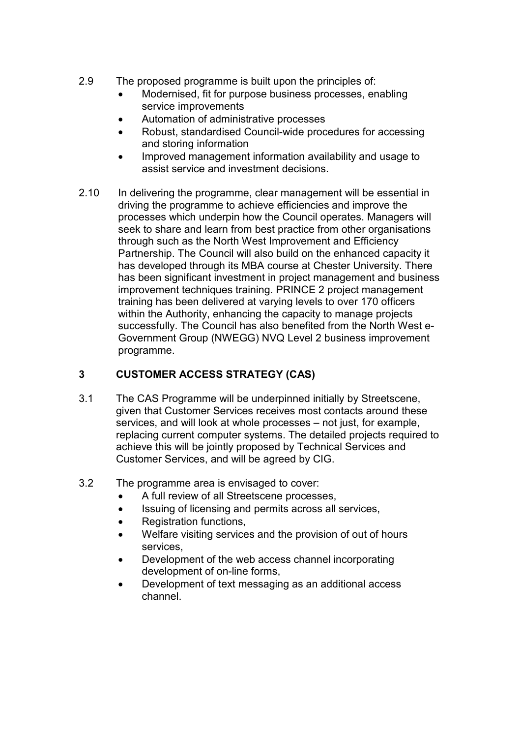2.9 The proposed programme is built upon the principles of:

- Modernised, fit for purpose business processes, enabling service improvements
- Automation of administrative processes
- Robust, standardised Council-wide procedures for accessing and storing information
- Improved management information availability and usage to assist service and investment decisions.

2.10 In delivering the programme, clear management will be essential in driving the programme to achieve efficiencies and improve the processes which underpin how the Council operates. Managers will seek to share and learn from best practice from other organisations through such as the North West Improvement and Efficiency Partnership. The Council will also build on the enhanced capacity it has developed through its MBA course at Chester University. There has been significant investment in project management and business improvement techniques training. PRINCE 2 project management training has been delivered at varying levels to over 170 officers within the Authority, enhancing the capacity to manage projects successfully. The Council has also benefited from the North West e-Government Group (NWEGG) NVQ Level 2 business improvement programme.

## 3 CUSTOMER ACCESS STRATEGY (CAS)

3.1 The CAS Programme will be underpinned initially by Streetscene, given that Customer Services receives most contacts around these services, and will look at whole processes – not just, for example, replacing current computer systems. The detailed projects required to achieve this will be jointly proposed by Technical Services and Customer Services, and will be agreed by CIG.

3.2 The programme area is envisaged to cover:

- A full review of all Streetscene processes,
- Issuing of licensing and permits across all services,
- Registration functions,
- Welfare visiting services and the provision of out of hours services,
- Development of the web access channel incorporating development of on-line forms,
- Development of text messaging as an additional access channel.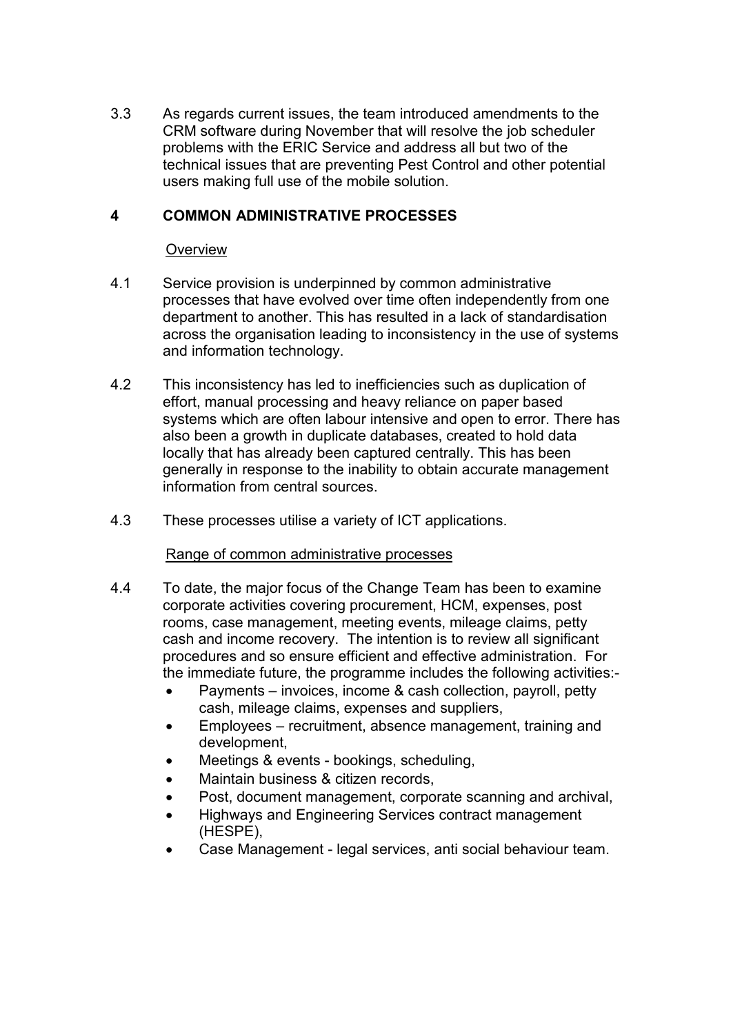3.3 As regards current issues, the team introduced amendments to the CRM software during November that will resolve the job scheduler problems with the ERIC Service and address all but two of the technical issues that are preventing Pest Control and other potential users making full use of the mobile solution.

## 4 COMMON ADMINISTRATIVE PROCESSES

Overview

4.1 Service provision is underpinned by common administrative processes that have evolved over time often independently from one department to another. This has resulted in a lack of standardisation across the organisation leading to inconsistency in the use of systems and information technology.

4.2 This inconsistency has led to inefficiencies such as duplication of effort, manual processing and heavy reliance on paper based systems which are often labour intensive and open to error. There has also been a growth in duplicate databases, created to hold data locally that has already been captured centrally. This has been generally in response to the inability to obtain accurate management information from central sources.

4.3 These processes utilise a variety of ICT applications.

Range of common administrative processes

4.4 To date, the major focus of the Change Team has been to examine corporate activities covering procurement, HCM, expenses, post rooms, case management, meeting events, mileage claims, petty cash and income recovery. The intention is to review all significant procedures and so ensure efficient and effective administration. For the immediate future, the programme includes the following activities:-

- Payments – invoices, income & cash collection, payroll, petty cash, mileage claims, expenses and suppliers,
- Employees – recruitment, absence management, training and development,
- Meetings & events - bookings, scheduling,
- Maintain business & citizen records,
- Post, document management, corporate scanning and archival,
- Highways and Engineering Services contract management (HESPE),
- Case Management - legal services, anti social behaviour team.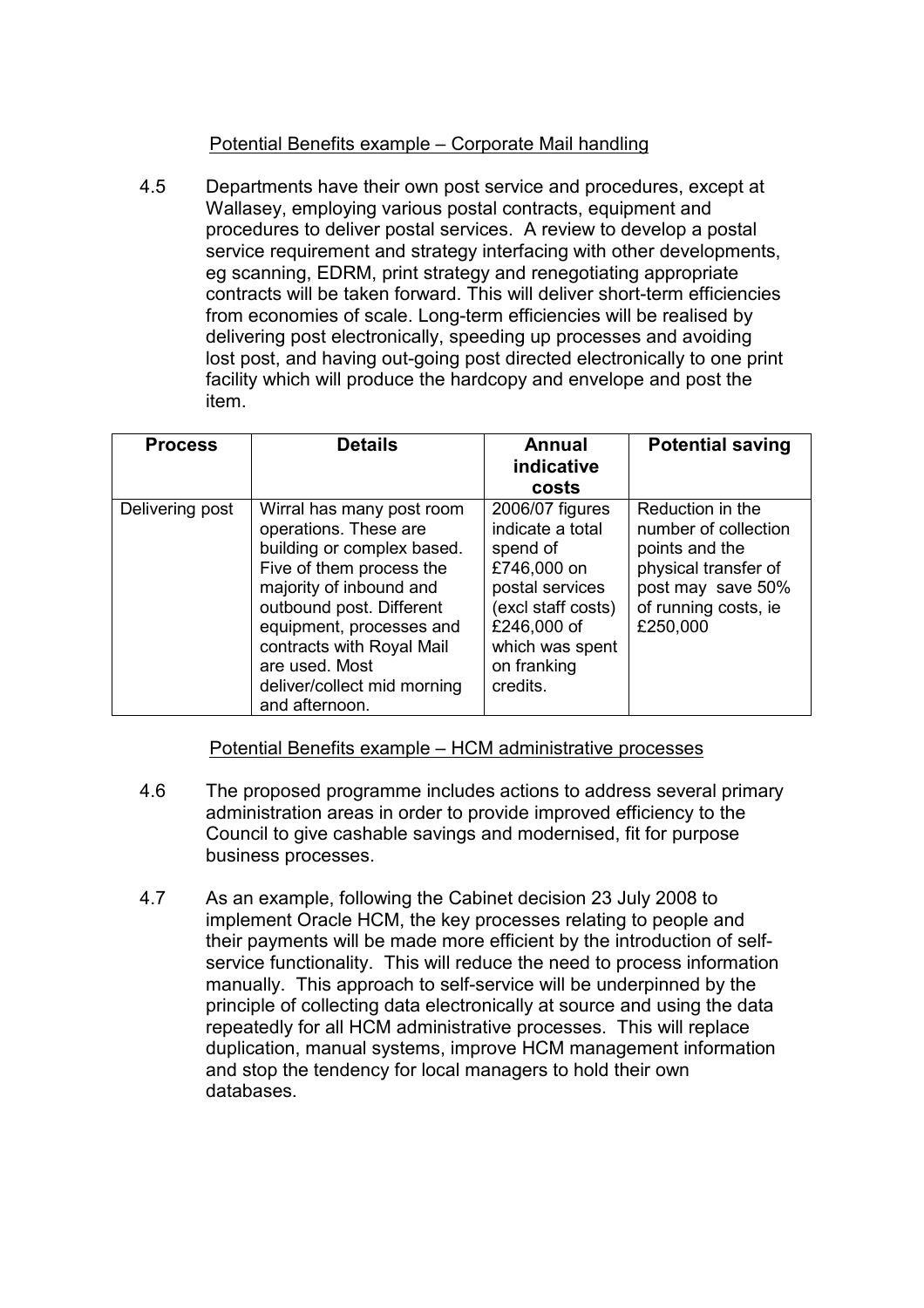Potential Benefits example – Corporate Mail handling

4.5 Departments have their own post service and procedures, except at Wallasey, employing various postal contracts, equipment and procedures to deliver postal services. A review to develop a postal service requirement and strategy interfacing with other developments, eg scanning, EDRM, print strategy and renegotiating appropriate contracts will be taken forward. This will deliver short-term efficiencies from economies of scale. Long-term efficiencies will be realised by delivering post electronically, speeding up processes and avoiding lost post, and having out-going post directed electronically to one print facility which will produce the hardcopy and envelope and post the item.

| Process | Details | Annual indicative costs | Potential saving |
|---|---|---|---|
| Delivering post | Wirral has many post room operations. These are building or complex based. Five of them process the majority of inbound and outbound post. Different equipment, processes and contracts with Royal Mail are used. Most deliver/collect mid morning and afternoon. | 2006/07 figures indicate a total spend of £746,000 on postal services (excl staff costs) £246,000 of which was spent on franking credits. | Reduction in the number of collection points and the physical transfer of post may save 50% of running costs, ie £250,000 |

Potential Benefits example – HCM administrative processes

4.6 The proposed programme includes actions to address several primary administration areas in order to provide improved efficiency to the Council to give cashable savings and modernised, fit for purpose business processes.

4.7 As an example, following the Cabinet decision 23 July 2008 to implement Oracle HCM, the key processes relating to people and their payments will be made more efficient by the introduction of self-service functionality. This will reduce the need to process information manually. This approach to self-service will be underpinned by the principle of collecting data electronically at source and using the data repeatedly for all HCM administrative processes. This will replace duplication, manual systems, improve HCM management information and stop the tendency for local managers to hold their own databases.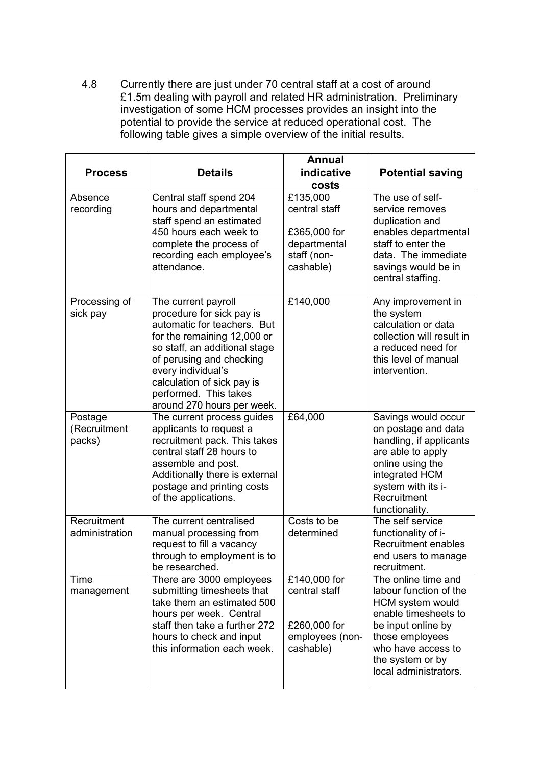4.8 Currently there are just under 70 central staff at a cost of around £1.5m dealing with payroll and related HR administration. Preliminary investigation of some HCM processes provides an insight into the potential to provide the service at reduced operational cost. The following table gives a simple overview of the initial results.

| Process | Details | Annual indicative costs | Potential saving |
|---|---|---|---|
| Absence recording | Central staff spend 204 hours and departmental staff spend an estimated 450 hours each week to complete the process of recording each employee's attendance. | £135,000 central staff<br><br>£365,000 for departmental staff (non-cashable) | The use of self-service removes duplication and enables departmental staff to enter the data. The immediate savings would be in central staffing. |
| Processing of sick pay | The current payroll procedure for sick pay is automatic for teachers. But for the remaining 12,000 or so staff, an additional stage of perusing and checking every individual's calculation of sick pay is performed. This takes around 270 hours per week. | £140,000 | Any improvement in the system calculation or data collection will result in a reduced need for this level of manual intervention. |
| Postage (Recruitment packs) | The current process guides applicants to request a recruitment pack. This takes central staff 28 hours to assemble and post. Additionally there is external postage and printing costs of the applications. | £64,000 | Savings would occur on postage and data handling, if applicants are able to apply online using the integrated HCM system with its i-Recruitment functionality. |
| Recruitment administration | The current centralised manual processing from request to fill a vacancy through to employment is to be researched. | Costs to be determined | The self service functionality of i-Recruitment enables end users to manage recruitment. |
| Time management | There are 3000 employees submitting timesheets that take them an estimated 500 hours per week. Central staff then take a further 272 hours to check and input this information each week. | £140,000 for central staff<br><br>£260,000 for employees (non-cashable) | The online time and labour function of the HCM system would enable timesheets to be input online by those employees who have access to the system or by local administrators. |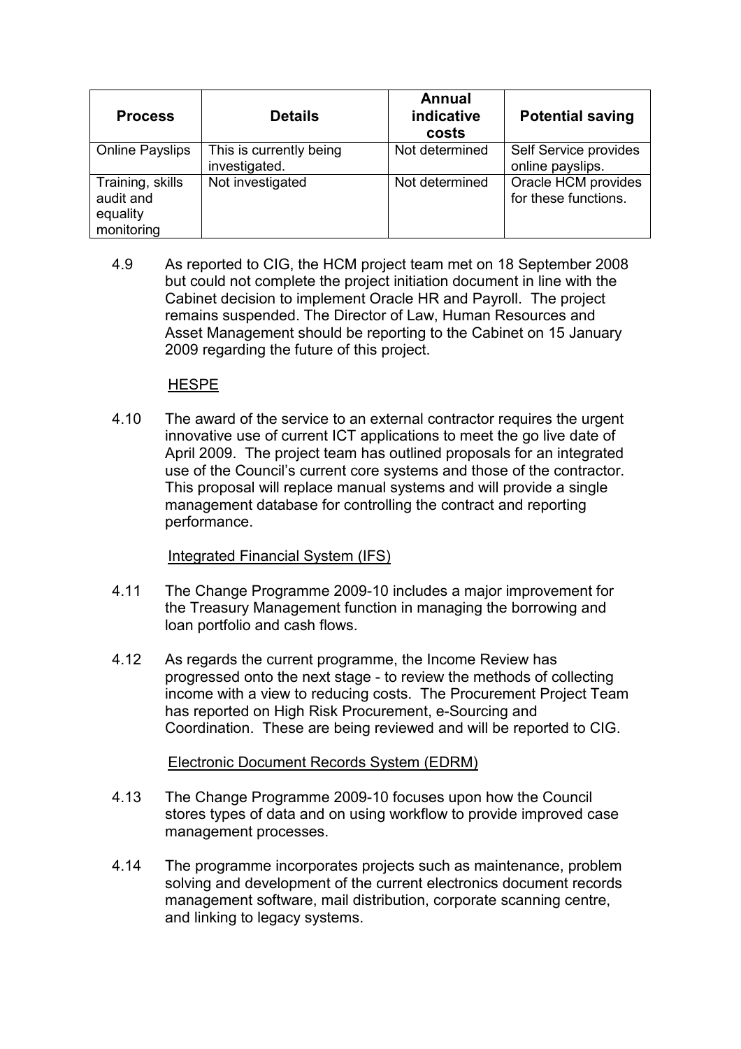| Process | Details | Annual indicative costs | Potential saving |
|---|---|---|---|
| Online Payslips | This is currently being investigated. | Not determined | Self Service provides online payslips. |
| Training, skills audit and equality monitoring | Not investigated | Not determined | Oracle HCM provides for these functions. |

4.9 As reported to CIG, the HCM project team met on 18 September 2008 but could not complete the project initiation document in line with the Cabinet decision to implement Oracle HR and Payroll. The project remains suspended. The Director of Law, Human Resources and Asset Management should be reporting to the Cabinet on 15 January 2009 regarding the future of this project.

HESPE

4.10 The award of the service to an external contractor requires the urgent innovative use of current ICT applications to meet the go live date of April 2009. The project team has outlined proposals for an integrated use of the Council's current core systems and those of the contractor. This proposal will replace manual systems and will provide a single management database for controlling the contract and reporting performance.

Integrated Financial System (IFS)

4.11 The Change Programme 2009-10 includes a major improvement for the Treasury Management function in managing the borrowing and loan portfolio and cash flows.

4.12 As regards the current programme, the Income Review has progressed onto the next stage - to review the methods of collecting income with a view to reducing costs. The Procurement Project Team has reported on High Risk Procurement, e-Sourcing and Coordination. These are being reviewed and will be reported to CIG.

Electronic Document Records System (EDRM)

4.13 The Change Programme 2009-10 focuses upon how the Council stores types of data and on using workflow to provide improved case management processes.

4.14 The programme incorporates projects such as maintenance, problem solving and development of the current electronics document records management software, mail distribution, corporate scanning centre, and linking to legacy systems.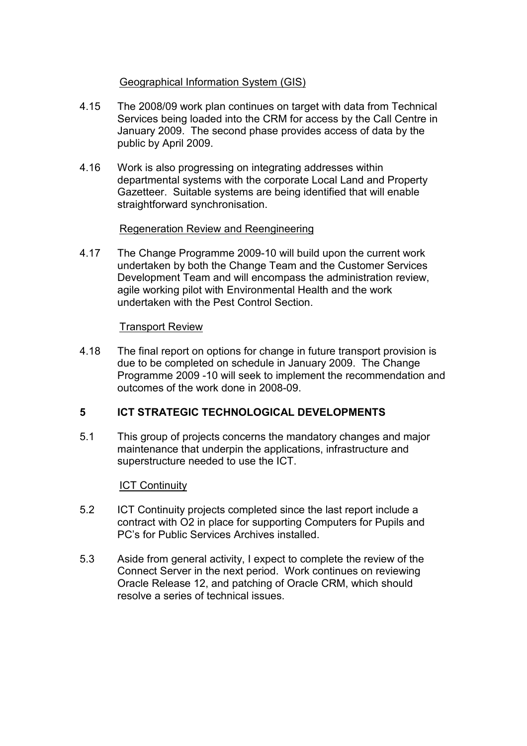<u>Geographical Information System (GIS)</u>

4.15 The 2008/09 work plan continues on target with data from Technical Services being loaded into the CRM for access by the Call Centre in January 2009. The second phase provides access of data by the public by April 2009.

4.16 Work is also progressing on integrating addresses within departmental systems with the corporate Local Land and Property Gazetteer. Suitable systems are being identified that will enable straightforward synchronisation.

<u>Regeneration Review and Reengineering</u>

4.17 The Change Programme 2009-10 will build upon the current work undertaken by both the Change Team and the Customer Services Development Team and will encompass the administration review, agile working pilot with Environmental Health and the work undertaken with the Pest Control Section.

<u>Transport Review</u>

4.18 The final report on options for change in future transport provision is due to be completed on schedule in January 2009. The Change Programme 2009 -10 will seek to implement the recommendation and outcomes of the work done in 2008-09.

## 5 ICT STRATEGIC TECHNOLOGICAL DEVELOPMENTS

5.1 This group of projects concerns the mandatory changes and major maintenance that underpin the applications, infrastructure and superstructure needed to use the ICT.

<u>ICT Continuity</u>

5.2 ICT Continuity projects completed since the last report include a contract with O2 in place for supporting Computers for Pupils and PC's for Public Services Archives installed.

5.3 Aside from general activity, I expect to complete the review of the Connect Server in the next period. Work continues on reviewing Oracle Release 12, and patching of Oracle CRM, which should resolve a series of technical issues.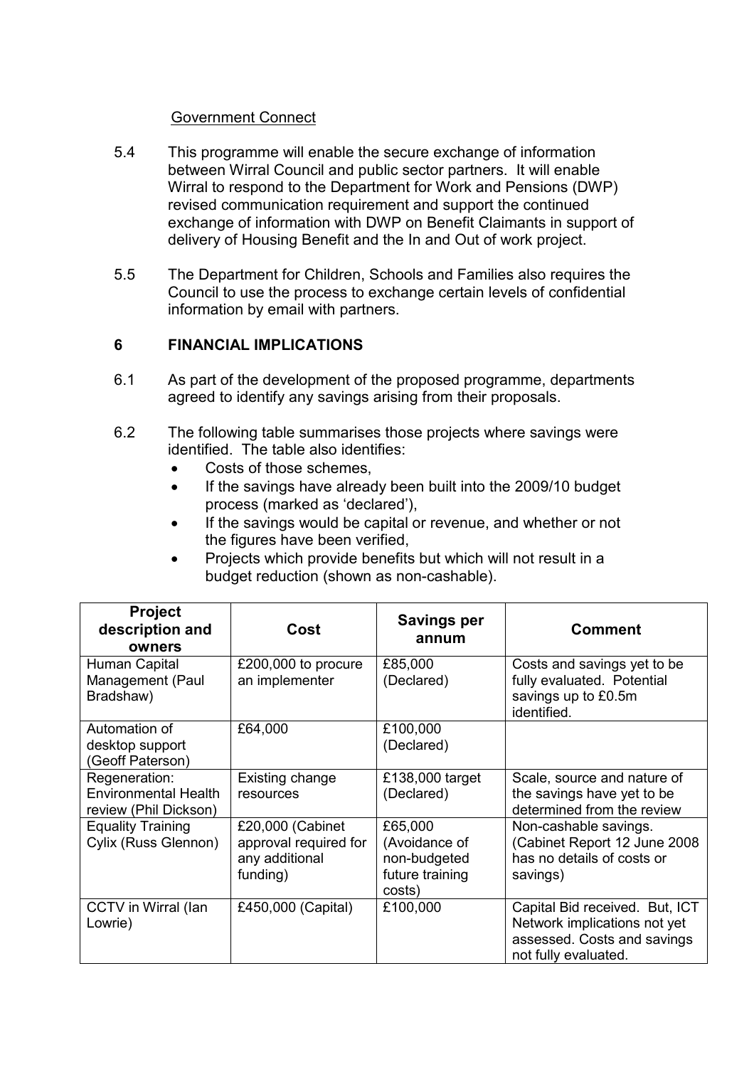Government Connect

5.4 This programme will enable the secure exchange of information between Wirral Council and public sector partners. It will enable Wirral to respond to the Department for Work and Pensions (DWP) revised communication requirement and support the continued exchange of information with DWP on Benefit Claimants in support of delivery of Housing Benefit and the In and Out of work project.

5.5 The Department for Children, Schools and Families also requires the Council to use the process to exchange certain levels of confidential information by email with partners.

## 6 FINANCIAL IMPLICATIONS

6.1 As part of the development of the proposed programme, departments agreed to identify any savings arising from their proposals.

6.2 The following table summarises those projects where savings were identified. The table also identifies:

- Costs of those schemes,
- If the savings have already been built into the 2009/10 budget process (marked as 'declared'),
- If the savings would be capital or revenue, and whether or not the figures have been verified,
- Projects which provide benefits but which will not result in a budget reduction (shown as non-cashable).

| Project description and owners | Cost | Savings per annum | Comment |
|---|---|---|---|
| Human Capital Management (Paul Bradshaw) | £200,000 to procure an implementer | £85,000 (Declared) | Costs and savings yet to be fully evaluated. Potential savings up to £0.5m identified. |
| Automation of desktop support (Geoff Paterson) | £64,000 | £100,000 (Declared) | |
| Regeneration: Environmental Health review (Phil Dickson) | Existing change resources | £138,000 target (Declared) | Scale, source and nature of the savings have yet to be determined from the review |
| Equality Training Cylix (Russ Glennon) | £20,000 (Cabinet approval required for any additional funding) | £65,000 (Avoidance of non-budgeted future training costs) | Non-cashable savings. (Cabinet Report 12 June 2008 has no details of costs or savings) |
| CCTV in Wirral (Ian Lowrie) | £450,000 (Capital) | £100,000 | Capital Bid received. But, ICT Network implications not yet assessed. Costs and savings not fully evaluated. |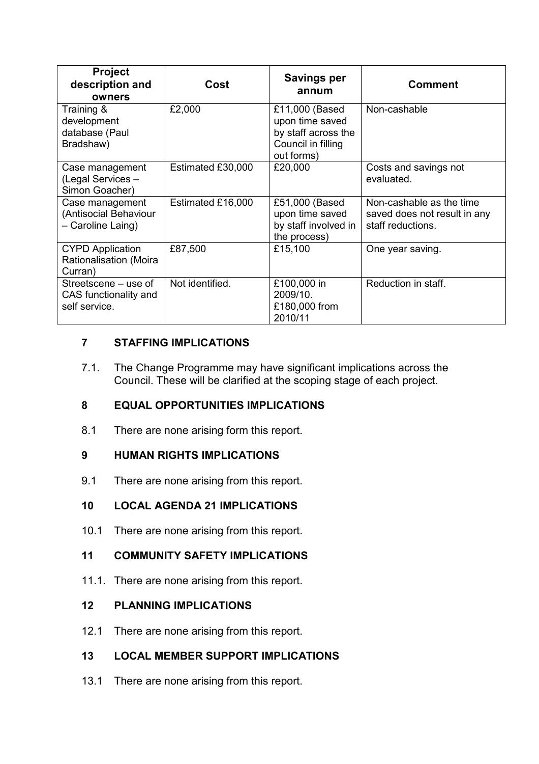| Project description and owners | Cost | Savings per annum | Comment |
|---|---|---|---|
| Training & development database (Paul Bradshaw) | £2,000 | £11,000 (Based upon time saved by staff across the Council in filling out forms) | Non-cashable |
| Case management (Legal Services – Simon Goacher) | Estimated £30,000 | £20,000 | Costs and savings not evaluated. |
| Case management (Antisocial Behaviour – Caroline Laing) | Estimated £16,000 | £51,000 (Based upon time saved by staff involved in the process) | Non-cashable as the time saved does not result in any staff reductions. |
| CYPD Application Rationalisation (Moira Curran) | £87,500 | £15,100 | One year saving. |
| Streetscene – use of CAS functionality and self service. | Not identified. | £100,000 in 2009/10. £180,000 from 2010/11 | Reduction in staff. |

## 7 STAFFING IMPLICATIONS

7.1. The Change Programme may have significant implications across the Council. These will be clarified at the scoping stage of each project.

## 8 EQUAL OPPORTUNITIES IMPLICATIONS

8.1 There are none arising form this report.

## 9 HUMAN RIGHTS IMPLICATIONS

9.1 There are none arising from this report.

## 10 LOCAL AGENDA 21 IMPLICATIONS

10.1 There are none arising from this report.

## 11 COMMUNITY SAFETY IMPLICATIONS

11.1. There are none arising from this report.

## 12 PLANNING IMPLICATIONS

12.1 There are none arising from this report.

## 13 LOCAL MEMBER SUPPORT IMPLICATIONS

13.1 There are none arising from this report.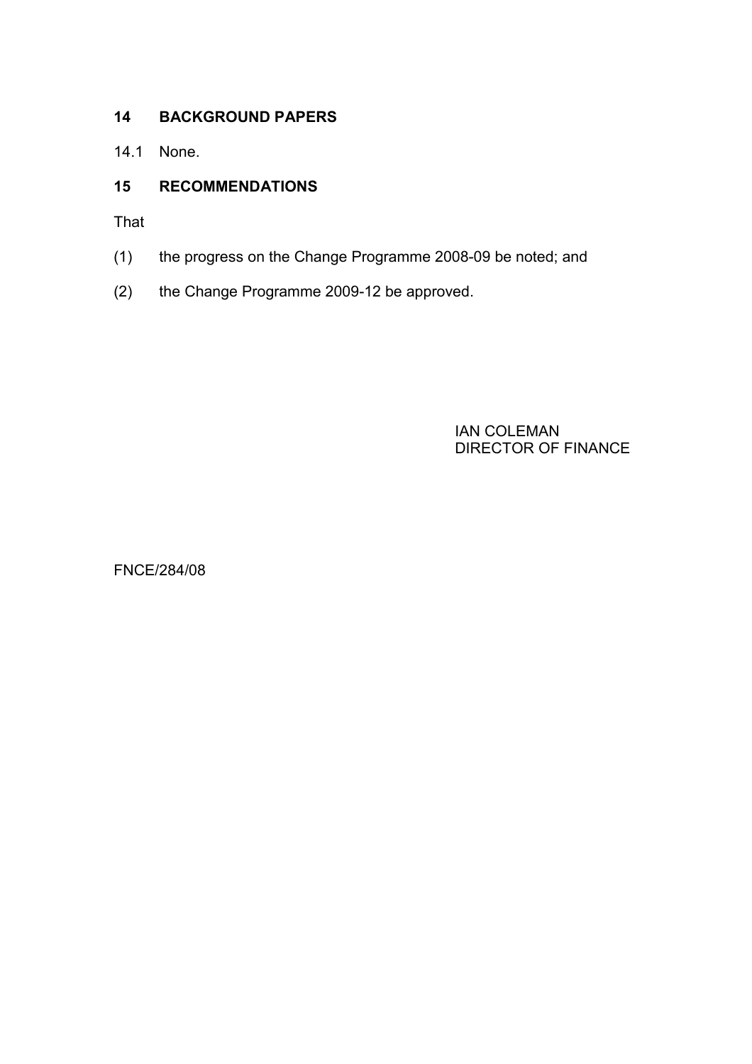## 14 BACKGROUND PAPERS

14.1 None.

## 15 RECOMMENDATIONS

That

(1) the progress on the Change Programme 2008-09 be noted; and

(2) the Change Programme 2009-12 be approved.

IAN COLEMAN
DIRECTOR OF FINANCE

FNCE/284/08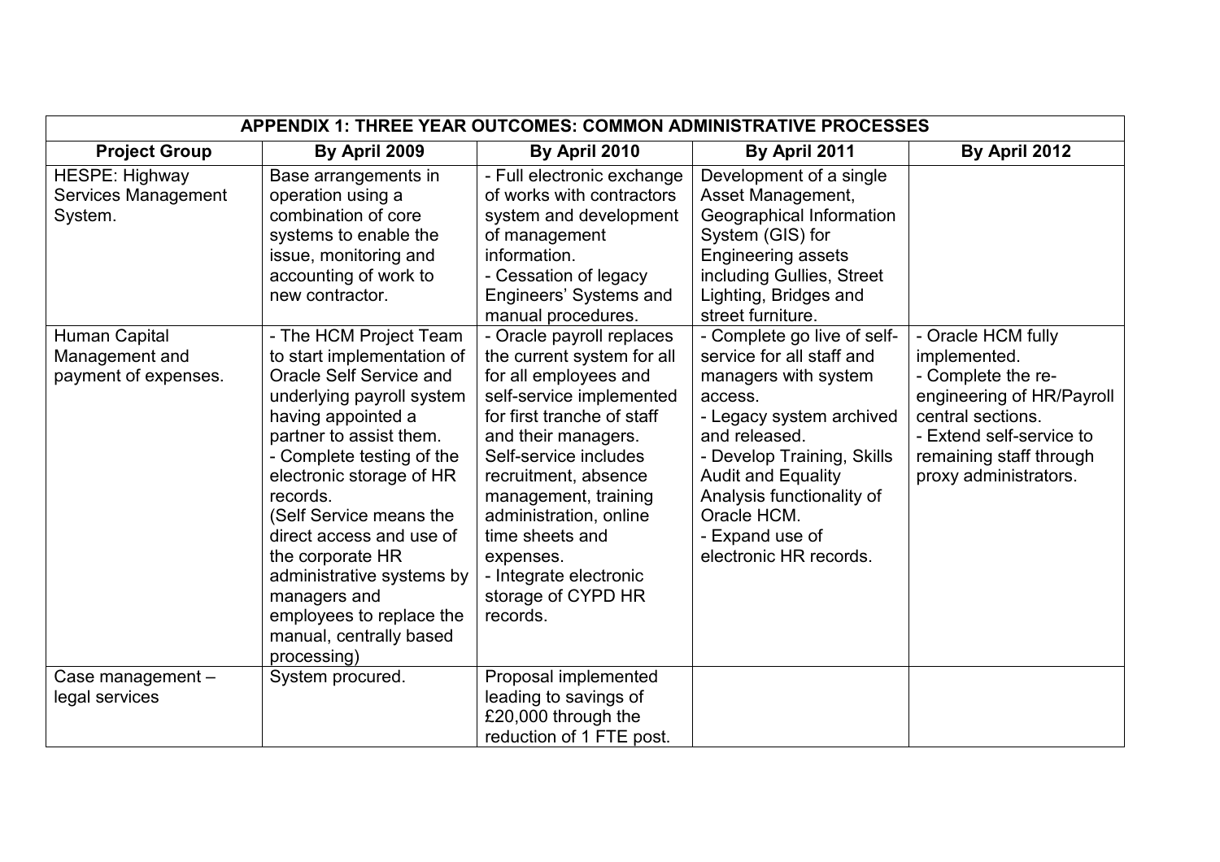| APPENDIX 1: THREE YEAR OUTCOMES: COMMON ADMINISTRATIVE PROCESSES | | | | |
|---|---|---|---|---|
| **Project Group** | **By April 2009** | **By April 2010** | **By April 2011** | **By April 2012** |
| HESPE: Highway Services Management System. | Base arrangements in operation using a combination of core systems to enable the issue, monitoring and accounting of work to new contractor. | - Full electronic exchange of works with contractors system and development of management information.<br>- Cessation of legacy Engineers' Systems and manual procedures. | Development of a single Asset Management, Geographical Information System (GIS) for Engineering assets including Gullies, Street Lighting, Bridges and street furniture. | |
| Human Capital Management and payment of expenses. | - The HCM Project Team to start implementation of Oracle Self Service and underlying payroll system having appointed a partner to assist them.<br>- Complete testing of the electronic storage of HR records.<br>(Self Service means the direct access and use of the corporate HR administrative systems by managers and employees to replace the manual, centrally based processing) | - Oracle payroll replaces the current system for all for all employees and self-service implemented for first tranche of staff and their managers. Self-service includes recruitment, absence management, training administration, online time sheets and expenses.<br>- Integrate electronic storage of CYPD HR records. | - Complete go live of self-service for all staff and managers with system access.<br>- Legacy system archived and released.<br>- Develop Training, Skills Audit and Equality Analysis functionality of Oracle HCM.<br>- Expand use of electronic HR records. | - Oracle HCM fully implemented.<br>- Complete the re-engineering of HR/Payroll central sections.<br>- Extend self-service to remaining staff through proxy administrators. |
| Case management – legal services | System procured. | Proposal implemented leading to savings of £20,000 through the reduction of 1 FTE post. | | |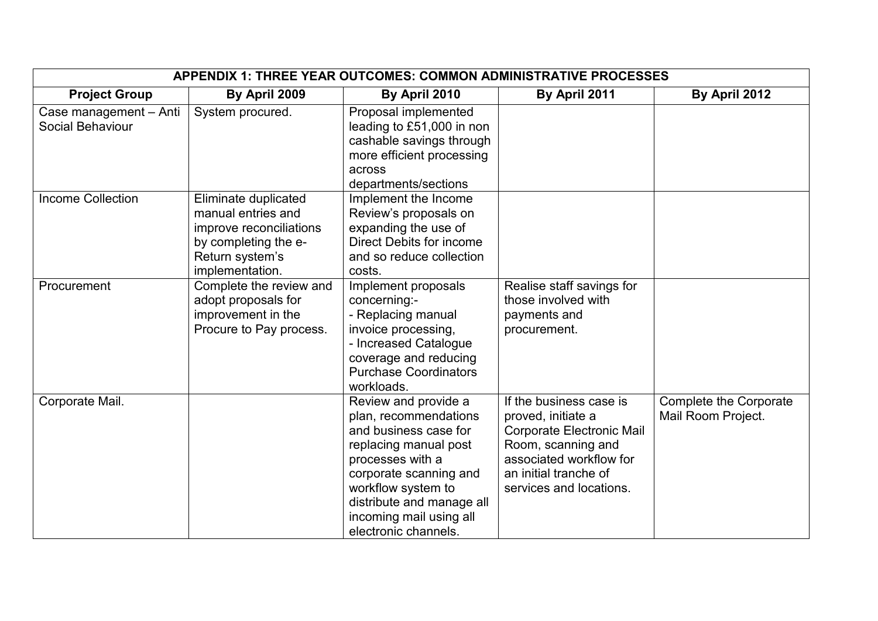| APPENDIX 1: THREE YEAR OUTCOMES: COMMON ADMINISTRATIVE PROCESSES | | | | |
|---|---|---|---|---|
| **Project Group** | **By April 2009** | **By April 2010** | **By April 2011** | **By April 2012** |
| Case management – Anti Social Behaviour | System procured. | Proposal implemented leading to £51,000 in non cashable savings through more efficient processing across departments/sections | | |
| Income Collection | Eliminate duplicated manual entries and improve reconciliations by completing the e-Return system's implementation. | Implement the Income Review's proposals on expanding the use of Direct Debits for income and so reduce collection costs. | | |
| Procurement | Complete the review and adopt proposals for improvement in the Procure to Pay process. | Implement proposals concerning:- <br>- Replacing manual invoice processing, <br>- Increased Catalogue coverage and reducing Purchase Coordinators workloads. | Realise staff savings for those involved with payments and procurement. | |
| Corporate Mail. | | Review and provide a plan, recommendations and business case for replacing manual post processes with a corporate scanning and workflow system to distribute and manage all incoming mail using all electronic channels. | If the business case is proved, initiate a Corporate Electronic Mail Room, scanning and associated workflow for an initial tranche of services and locations. | Complete the Corporate Mail Room Project. |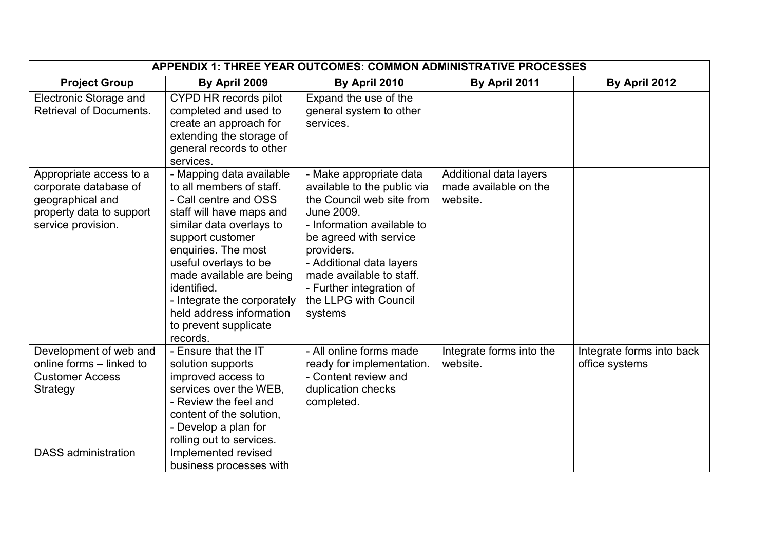| APPENDIX 1: THREE YEAR OUTCOMES: COMMON ADMINISTRATIVE PROCESSES | | | | |
|---|---|---|---|---|
| **Project Group** | **By April 2009** | **By April 2010** | **By April 2011** | **By April 2012** |
| Electronic Storage and Retrieval of Documents. | CYPD HR records pilot completed and used to create an approach for extending the storage of general records to other services. | Expand the use of the general system to other services. | | |
| Appropriate access to a corporate database of geographical and property data to support service provision. | - Mapping data available to all members of staff.<br>- Call centre and OSS staff will have maps and similar data overlays to support customer enquiries. The most useful overlays to be made available are being identified.<br>- Integrate the corporately held address information to prevent supplicate records. | - Make appropriate data available to the public via the Council web site from June 2009.<br>- Information available to be agreed with service providers.<br>- Additional data layers made available to staff.<br>- Further integration of the LLPG with Council systems | Additional data layers made available on the website. | |
| Development of web and online forms – linked to Customer Access Strategy | - Ensure that the IT solution supports improved access to services over the WEB,<br>- Review the feel and content of the solution,<br>- Develop a plan for rolling out to services. | - All online forms made ready for implementation.<br>- Content review and duplication checks completed. | Integrate forms into the website. | Integrate forms into back office systems |
| DASS administration | Implemented revised business processes with | | | |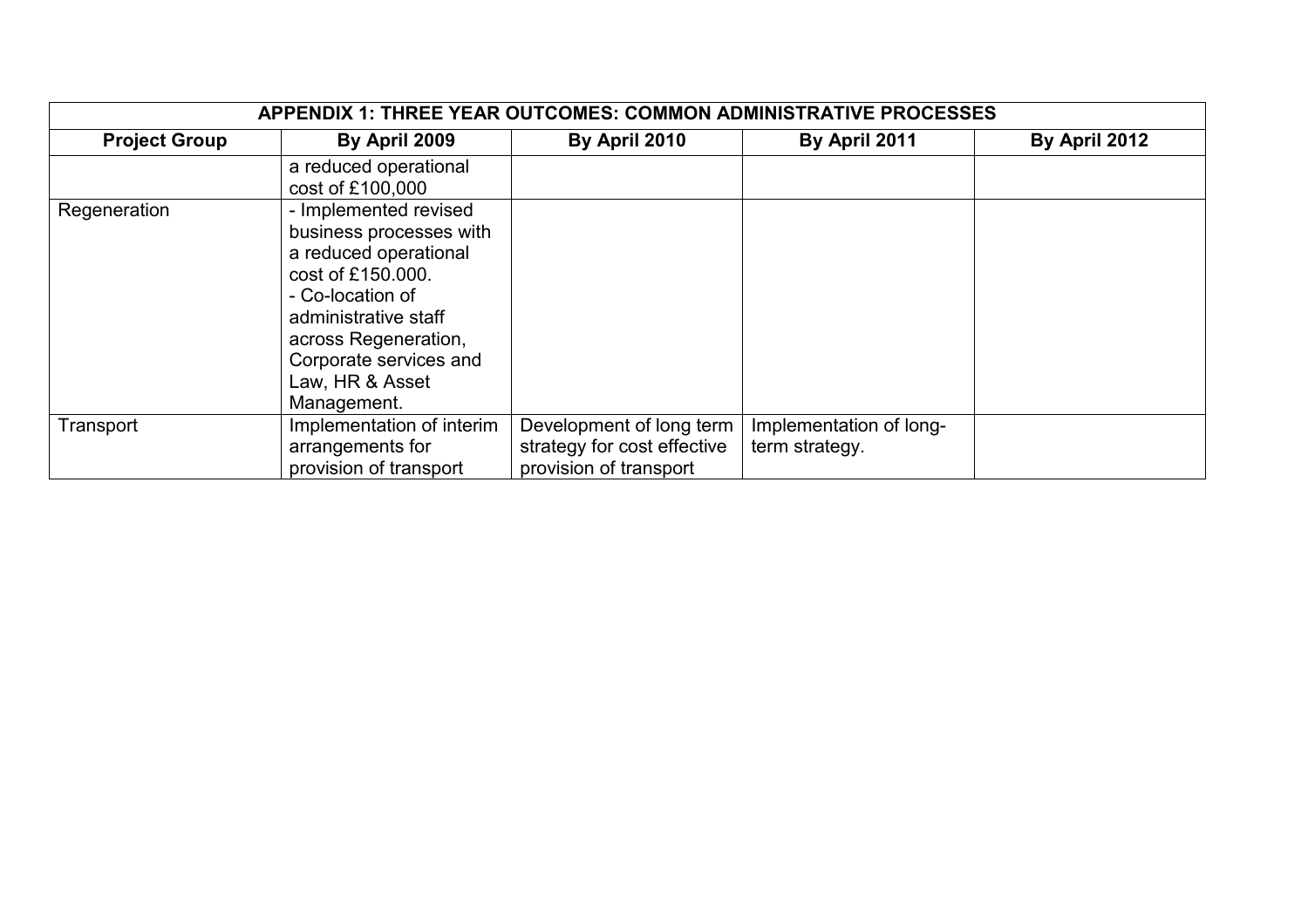| APPENDIX 1: THREE YEAR OUTCOMES: COMMON ADMINISTRATIVE PROCESSES | | | | |
|---|---|---|---|---|
| **Project Group** | **By April 2009** | **By April 2010** | **By April 2011** | **By April 2012** |
| | a reduced operational cost of £100,000 | | | |
| Regeneration | - Implemented revised business processes with a reduced operational cost of £150.000.<br>- Co-location of administrative staff across Regeneration, Corporate services and Law, HR & Asset Management. | | | |
| Transport | Implementation of interim arrangements for provision of transport | Development of long term strategy for cost effective provision of transport | Implementation of long-term strategy. | |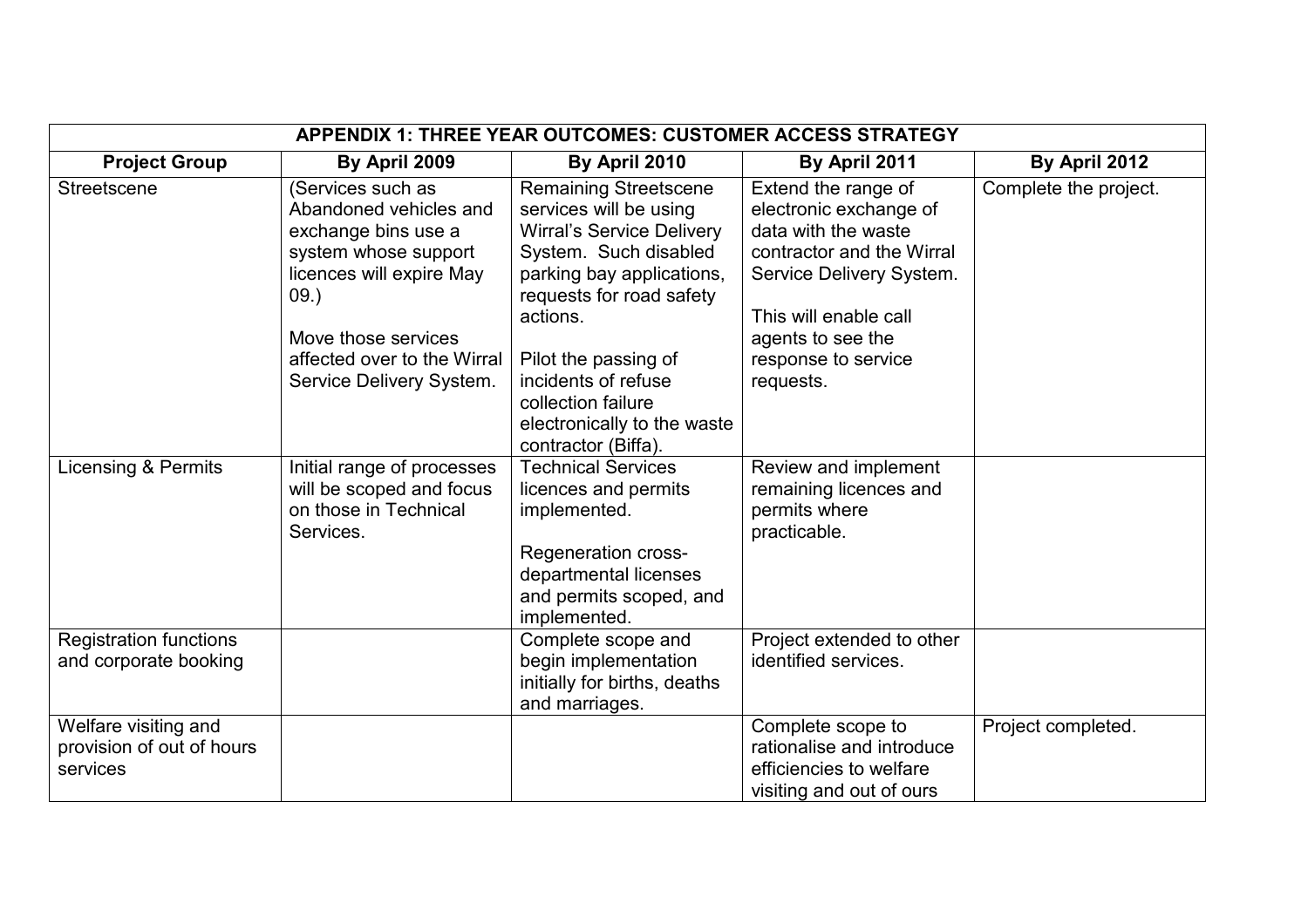| APPENDIX 1: THREE YEAR OUTCOMES: CUSTOMER ACCESS STRATEGY | | | | |
|---|---|---|---|---|
| **Project Group** | **By April 2009** | **By April 2010** | **By April 2011** | **By April 2012** |
| Streetscene | (Services such as Abandoned vehicles and exchange bins use a system whose support licences will expire May 09.)<br><br>Move those services affected over to the Wirral Service Delivery System. | Remaining Streetscene services will be using Wirral's Service Delivery System. Such disabled parking bay applications, requests for road safety actions.<br><br>Pilot the passing of incidents of refuse collection failure electronically to the waste contractor (Biffa). | Extend the range of electronic exchange of data with the waste contractor and the Wirral Service Delivery System.<br><br>This will enable call agents to see the response to service requests. | Complete the project. |
| Licensing & Permits | Initial range of processes will be scoped and focus on those in Technical Services. | Technical Services licences and permits implemented.<br><br>Regeneration cross-departmental licenses and permits scoped, and implemented. | Review and implement remaining licences and permits where practicable. | |
| Registration functions and corporate booking | | Complete scope and begin implementation initially for births, deaths and marriages. | Project extended to other identified services. | |
| Welfare visiting and provision of out of hours services | | | Complete scope to rationalise and introduce efficiencies to welfare visiting and out of ours | Project completed. |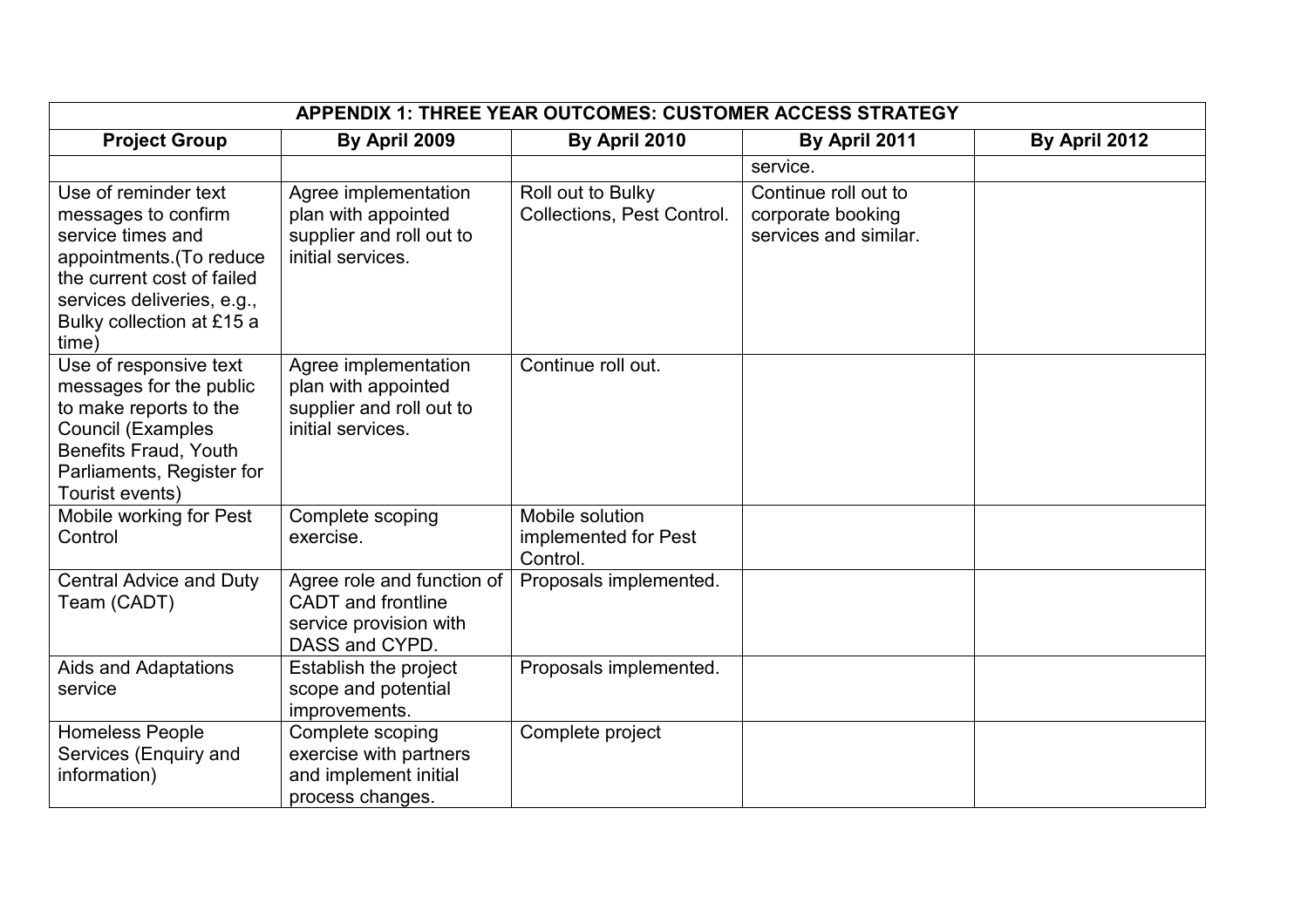| APPENDIX 1: THREE YEAR OUTCOMES: CUSTOMER ACCESS STRATEGY | | | | |
|---|---|---|---|---|
| **Project Group** | **By April 2009** | **By April 2010** | **By April 2011** | **By April 2012** |
| | | | service. | |
| Use of reminder text messages to confirm service times and appointments.(To reduce the current cost of failed services deliveries, e.g., Bulky collection at £15 a time) | Agree implementation plan with appointed supplier and roll out to initial services. | Roll out to Bulky Collections, Pest Control. | Continue roll out to corporate booking services and similar. | |
| Use of responsive text messages for the public to make reports to the Council (Examples Benefits Fraud, Youth Parliaments, Register for Tourist events) | Agree implementation plan with appointed supplier and roll out to initial services. | Continue roll out. | | |
| Mobile working for Pest Control | Complete scoping exercise. | Mobile solution implemented for Pest Control. | | |
| Central Advice and Duty Team (CADT) | Agree role and function of CADT and frontline service provision with DASS and CYPD. | Proposals implemented. | | |
| Aids and Adaptations service | Establish the project scope and potential improvements. | Proposals implemented. | | |
| Homeless People Services (Enquiry and information) | Complete scoping exercise with partners and implement initial process changes. | Complete project | | |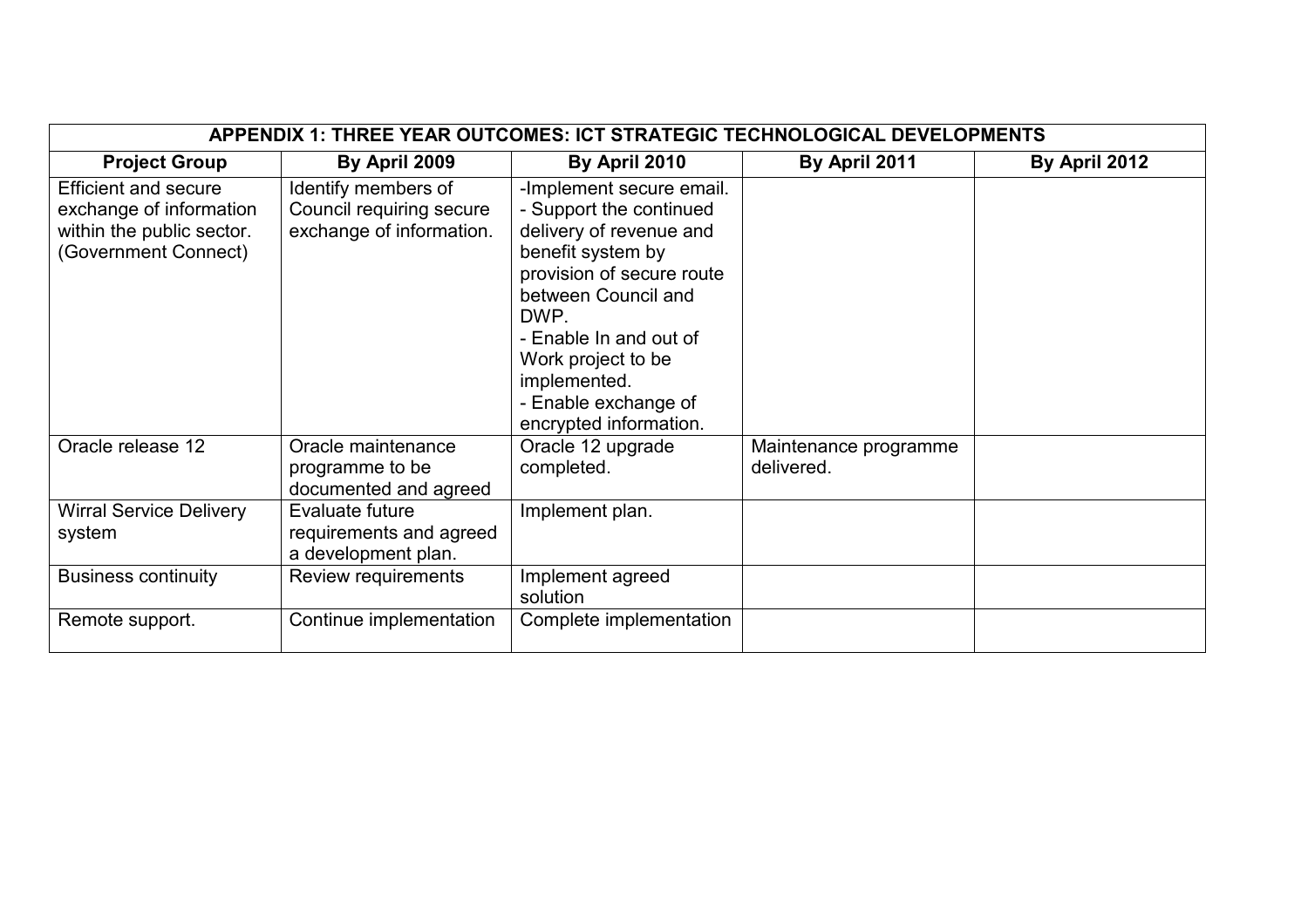| APPENDIX 1: THREE YEAR OUTCOMES: ICT STRATEGIC TECHNOLOGICAL DEVELOPMENTS | | | | |
|---|---|---|---|---|
| **Project Group** | **By April 2009** | **By April 2010** | **By April 2011** | **By April 2012** |
| Efficient and secure exchange of information within the public sector. (Government Connect) | Identify members of Council requiring secure exchange of information. | -Implement secure email.<br>- Support the continued delivery of revenue and benefit system by provision of secure route between Council and DWP.<br>- Enable In and out of Work project to be implemented.<br>- Enable exchange of encrypted information. | | |
| Oracle release 12 | Oracle maintenance programme to be documented and agreed | Oracle 12 upgrade completed. | Maintenance programme delivered. | |
| Wirral Service Delivery system | Evaluate future requirements and agreed a development plan. | Implement plan. | | |
| Business continuity | Review requirements | Implement agreed solution | | |
| Remote support. | Continue implementation | Complete implementation | | |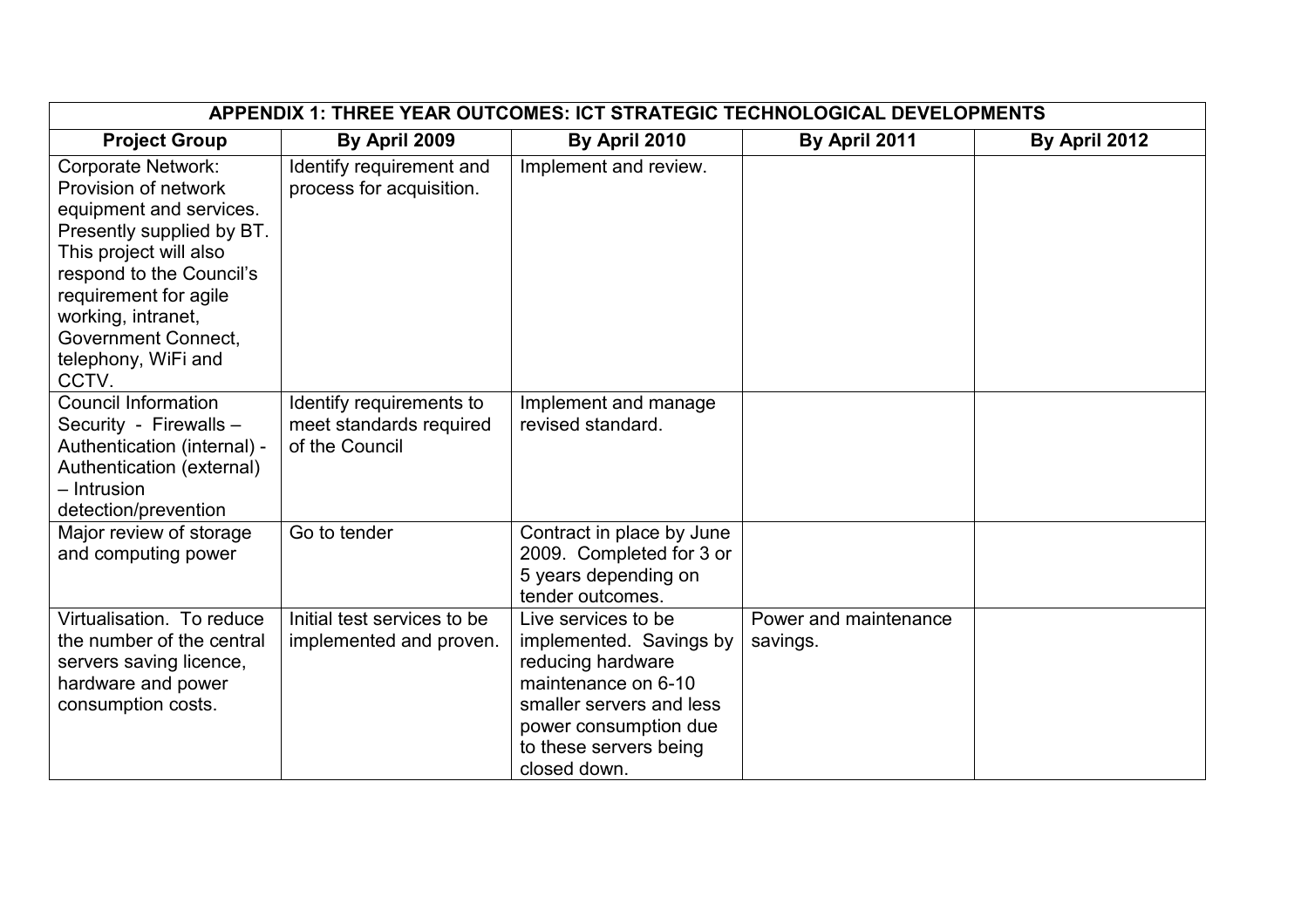| APPENDIX 1: THREE YEAR OUTCOMES: ICT STRATEGIC TECHNOLOGICAL DEVELOPMENTS | | | | |
|---|---|---|---|---|
| **Project Group** | **By April 2009** | **By April 2010** | **By April 2011** | **By April 2012** |
| Corporate Network: Provision of network equipment and services. Presently supplied by BT. This project will also respond to the Council's requirement for agile working, intranet, Government Connect, telephony, WiFi and CCTV. | Identify requirement and process for acquisition. | Implement and review. | | |
| Council Information Security - Firewalls – Authentication (internal) - Authentication (external) – Intrusion detection/prevention | Identify requirements to meet standards required of the Council | Implement and manage revised standard. | | |
| Major review of storage and computing power | Go to tender | Contract in place by June 2009. Completed for 3 or 5 years depending on tender outcomes. | | |
| Virtualisation. To reduce the number of the central servers saving licence, hardware and power consumption costs. | Initial test services to be implemented and proven. | Live services to be implemented. Savings by reducing hardware maintenance on 6-10 smaller servers and less power consumption due to these servers being closed down. | Power and maintenance savings. | |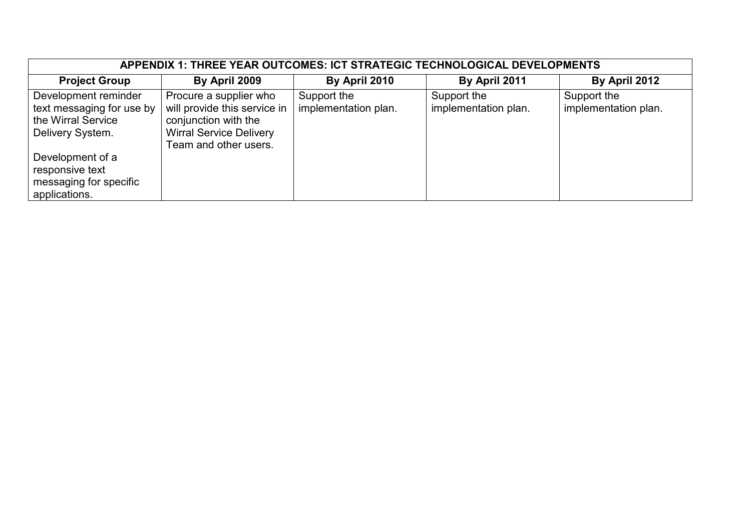| APPENDIX 1: THREE YEAR OUTCOMES: ICT STRATEGIC TECHNOLOGICAL DEVELOPMENTS | | | | |
|---|---|---|---|---|
| **Project Group** | **By April 2009** | **By April 2010** | **By April 2011** | **By April 2012** |
| Development reminder text messaging for use by the Wirral Service Delivery System.<br><br>Development of a responsive text messaging for specific applications. | Procure a supplier who will provide this service in conjunction with the Wirral Service Delivery Team and other users. | Support the implementation plan. | Support the implementation plan. | Support the implementation plan. |